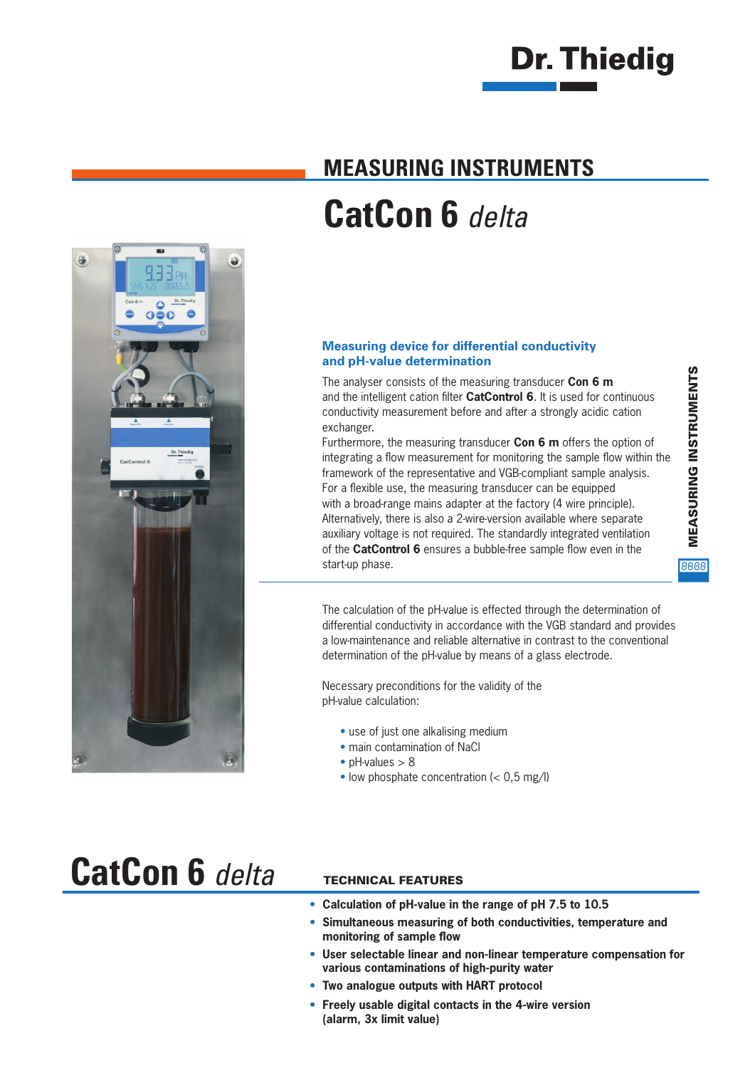Dr. Thiedig

## MEASURING INSTRUMENTS

# CatCon 6 *delta*

### Measuring device for differential conductivity and pH-value determination

The analyser consists of the measuring transducer **Con 6 m** and the intelligent cation filter **CatControl 6**. It is used for continuous conductivity measurement before and after a strongly acidic cation exchanger.
Furthermore, the measuring transducer **Con 6 m** offers the option of integrating a flow measurement for monitoring the sample flow within the framework of the representative and VGB-compliant sample analysis.
For a flexible use, the measuring transducer can be equipped with a broad-range mains adapter at the factory (4 wire principle). Alternatively, there is also a 2-wire-version available where separate auxiliary voltage is not required. The standardly integrated ventilation of the **CatControl 6** ensures a bubble-free sample flow even in the start-up phase.

The calculation of the pH-value is effected through the determination of differential conductivity in accordance with the VGB standard and provides a low-maintenance and reliable alternative in contrast to the conventional determination of the pH-value by means of a glass electrode.

Necessary preconditions for the validity of the pH-value calculation:

- use of just one alkalising medium
- main contamination of NaCl
- pH-values > 8
- low phosphate concentration (< 0,5 mg/l)

# CatCon 6 *delta*

## TECHNICAL FEATURES

- **Calculation of pH-value in the range of pH 7.5 to 10.5**
- **Simultaneous measuring of both conductivities, temperature and monitoring of sample flow**
- **User selectable linear and non-linear temperature compensation for various contaminations of high-purity water**
- **Two analogue outputs with HART protocol**
- **Freely usable digital contacts in the 4-wire version (alarm, 3x limit value)**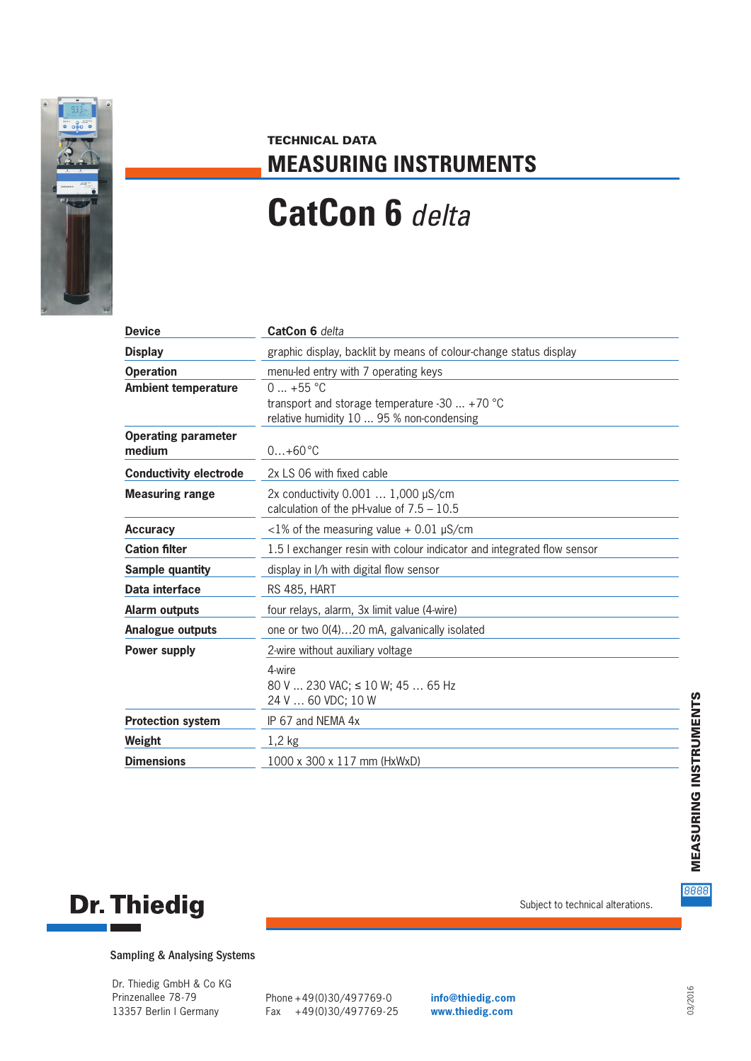TECHNICAL DATA

# MEASURING INSTRUMENTS

# CatCon 6 *delta*

| | |
|---|---|
| **Device** | **CatCon 6** *delta* |
| **Display** | graphic display, backlit by means of colour-change status display |
| **Operation** | menu-led entry with 7 operating keys |
| **Ambient temperature** | 0 ... +55 °C<br>transport and storage temperature -30 ... +70 °C<br>relative humidity 10 ... 95 % non-condensing |
| **Operating parameter medium** | 0…+60 °C |
| **Conductivity electrode** | 2x LS 06 with fixed cable |
| **Measuring range** | 2x conductivity 0.001 … 1,000 µS/cm<br>calculation of the pH-value of 7.5 – 10.5 |
| **Accuracy** | <1% of the measuring value + 0.01 µS/cm |
| **Cation filter** | 1.5 l exchanger resin with colour indicator and integrated flow sensor |
| **Sample quantity** | display in l/h with digital flow sensor |
| **Data interface** | RS 485, HART |
| **Alarm outputs** | four relays, alarm, 3x limit value (4-wire) |
| **Analogue outputs** | one or two 0(4)…20 mA, galvanically isolated |
| **Power supply** | 2-wire without auxiliary voltage<br>4-wire<br>80 V ... 230 VAC; ≤ 10 W; 45 … 65 Hz<br>24 V … 60 VDC; 10 W |
| **Protection system** | IP 67 and NEMA 4x |
| **Weight** | 1,2 kg |
| **Dimensions** | 1000 x 300 x 117 mm (HxWxD) |

MEASURING INSTRUMENTS

Subject to technical alterations.

**Dr. Thiedig**

Sampling & Analysing Systems

Dr. Thiedig GmbH & Co KG
Prinzenallee 78-79
13357 Berlin I Germany

Phone +49(0)30/497769-0
Fax +49(0)30/497769-25

**info@thiedig.com**
**www.thiedig.com**

03/2016